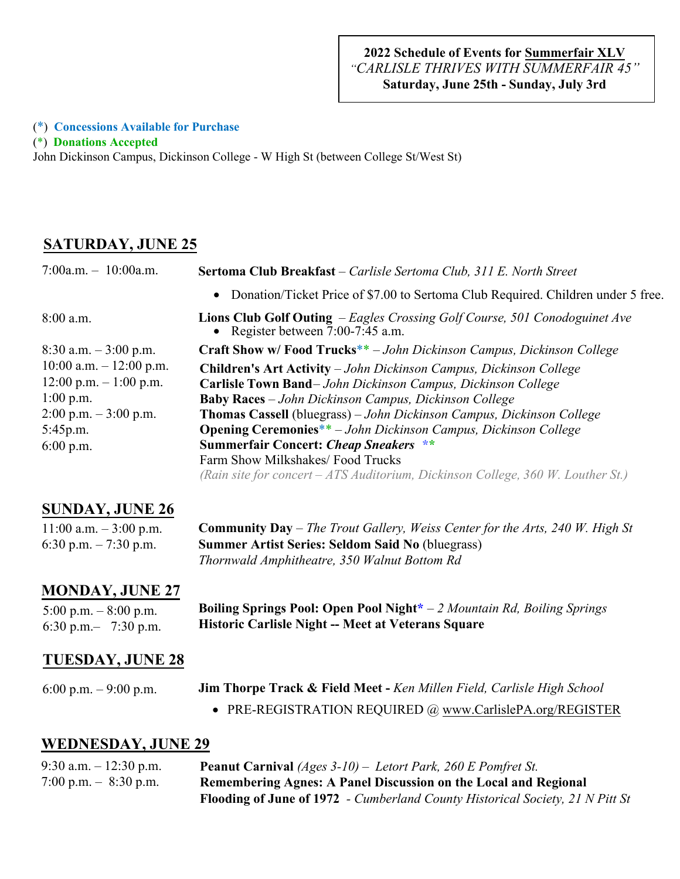**2022 Schedule of Events for Summerfair XLV**
*"CARLISLE THRIVES WITH SUMMERFAIR 45"*
**Saturday, June 25th - Sunday, July 3rd**

(*) **Concessions Available for Purchase**
(*) **Donations Accepted**
John Dickinson Campus, Dickinson College - W High St (between College St/West St)

## SATURDAY, JUNE 25

| Time | Event |
|---|---|
| 7:00a.m. – 10:00a.m. | **Sertoma Club Breakfast** – *Carlisle Sertoma Club, 311 E. North Street* <br> • Donation/Ticket Price of $7.00 to Sertoma Club Required. Children under 5 free. |
| 8:00 a.m. | **Lions Club Golf Outing** – *Eagles Crossing Golf Course, 501 Conodoguinet Ave* <br> • Register between 7:00-7:45 a.m. |
| 8:30 a.m. – 3:00 p.m. | **Craft Show w/ Food Trucks**** – *John Dickinson Campus, Dickinson College* |
| 10:00 a.m. – 12:00 p.m. | **Children's Art Activity** – *John Dickinson Campus, Dickinson College* |
| 12:00 p.m. – 1:00 p.m. | **Carlisle Town Band**– *John Dickinson Campus, Dickinson College* |
| 1:00 p.m. | **Baby Races** – *John Dickinson Campus, Dickinson College* |
| 2:00 p.m. – 3:00 p.m. | **Thomas Cassell** (bluegrass) – *John Dickinson Campus, Dickinson College* |
| 5:45p.m. | **Opening Ceremonies**** – *John Dickinson Campus, Dickinson College* |
| 6:00 p.m. | **Summerfair Concert: *Cheap Sneakers*** ** <br> Farm Show Milkshakes/ Food Trucks <br> *(Rain site for concert – ATS Auditorium, Dickinson College, 360 W. Louther St.)* |

## SUNDAY, JUNE 26

| Time | Event |
|---|---|
| 11:00 a.m. – 3:00 p.m. | **Community Day** – *The Trout Gallery, Weiss Center for the Arts, 240 W. High St* |
| 6:30 p.m. – 7:30 p.m. | **Summer Artist Series: Seldom Said No** (bluegrass) <br> *Thornwald Amphitheatre, 350 Walnut Bottom Rd* |

## MONDAY, JUNE 27

| Time | Event |
|---|---|
| 5:00 p.m. – 8:00 p.m. | **Boiling Springs Pool: Open Pool Night*** – *2 Mountain Rd, Boiling Springs* |
| 6:30 p.m.– 7:30 p.m. | **Historic Carlisle Night -- Meet at Veterans Square** |

## TUESDAY, JUNE 28

| Time | Event |
|---|---|
| 6:00 p.m. – 9:00 p.m. | **Jim Thorpe Track & Field Meet -** *Ken Millen Field, Carlisle High School* <br> • PRE-REGISTRATION REQUIRED @ www.CarlislePA.org/REGISTER |

## WEDNESDAY, JUNE 29

| Time | Event |
|---|---|
| 9:30 a.m. – 12:30 p.m. | **Peanut Carnival** *(Ages 3-10)* – *Letort Park, 260 E Pomfret St.* |
| 7:00 p.m. – 8:30 p.m. | **Remembering Agnes: A Panel Discussion on the Local and Regional Flooding of June of 1972** - *Cumberland County Historical Society, 21 N Pitt St* |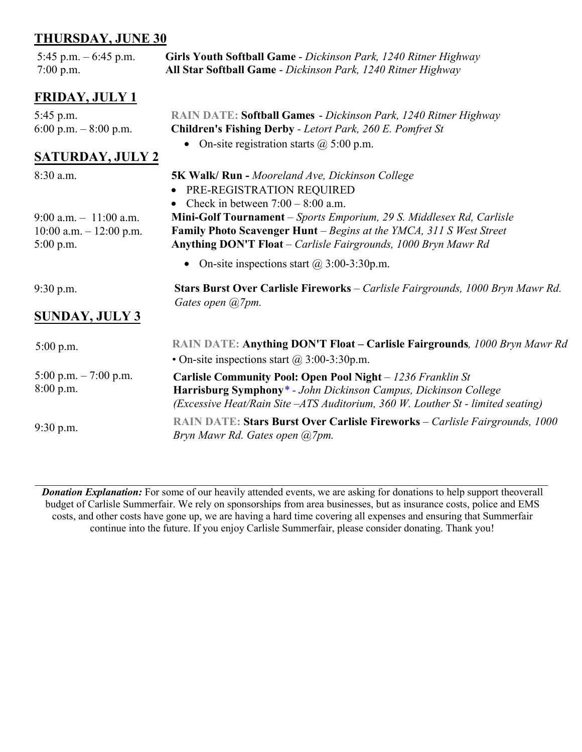## THURSDAY, JUNE 30

| | |
|---|---|
| 5:45 p.m. – 6:45 p.m. | **Girls Youth Softball Game** - *Dickinson Park, 1240 Ritner Highway* |
| 7:00 p.m. | **All Star Softball Game** - *Dickinson Park, 1240 Ritner Highway* |

## FRIDAY, JULY 1

| | |
|---|---|
| 5:45 p.m. | **RAIN DATE: Softball Games** - *Dickinson Park, 1240 Ritner Highway* |
| 6:00 p.m. – 8:00 p.m. | **Children's Fishing Derby** - *Letort Park, 260 E. Pomfret St* <br> • On-site registration starts @ 5:00 p.m. |

## SATURDAY, JULY 2

| | |
|---|---|
| 8:30 a.m. | **5K Walk/ Run -** *Mooreland Ave, Dickinson College* <br> • PRE-REGISTRATION REQUIRED <br> • Check in between 7:00 – 8:00 a.m. |
| 9:00 a.m. – 11:00 a.m. | **Mini-Golf Tournament** – *Sports Emporium, 29 S. Middlesex Rd, Carlisle* |
| 10:00 a.m. – 12:00 p.m. | **Family Photo Scavenger Hunt** – *Begins at the YMCA, 311 S West Street* |
| 5:00 p.m. | **Anything DON'T Float** – *Carlisle Fairgrounds, 1000 Bryn Mawr Rd* <br> • On-site inspections start @ 3:00-3:30p.m. |
| 9:30 p.m. | **Stars Burst Over Carlisle Fireworks** – *Carlisle Fairgrounds, 1000 Bryn Mawr Rd. Gates open @7pm.* |

## SUNDAY, JULY 3

| | |
|---|---|
| 5:00 p.m. | **RAIN DATE: Anything DON'T Float – Carlisle Fairgrounds***, 1000 Bryn Mawr Rd* <br> • On-site inspections start @ 3:00-3:30p.m. |
| 5:00 p.m. – 7:00 p.m. | **Carlisle Community Pool: Open Pool Night** – *1236 Franklin St* |
| 8:00 p.m. | **Harrisburg Symphony*** - *John Dickinson Campus, Dickinson College* <br> *(Excessive Heat/Rain Site –ATS Auditorium, 360 W. Louther St - limited seating)* |
| 9:30 p.m. | **RAIN DATE: Stars Burst Over Carlisle Fireworks** – *Carlisle Fairgrounds, 1000 Bryn Mawr Rd. Gates open @7pm.* |

---

***Donation Explanation:*** For some of our heavily attended events, we are asking for donations to help support theoverall budget of Carlisle Summerfair. We rely on sponsorships from area businesses, but as insurance costs, police and EMS costs, and other costs have gone up, we are having a hard time covering all expenses and ensuring that Summerfair continue into the future. If you enjoy Carlisle Summerfair, please consider donating. Thank you!